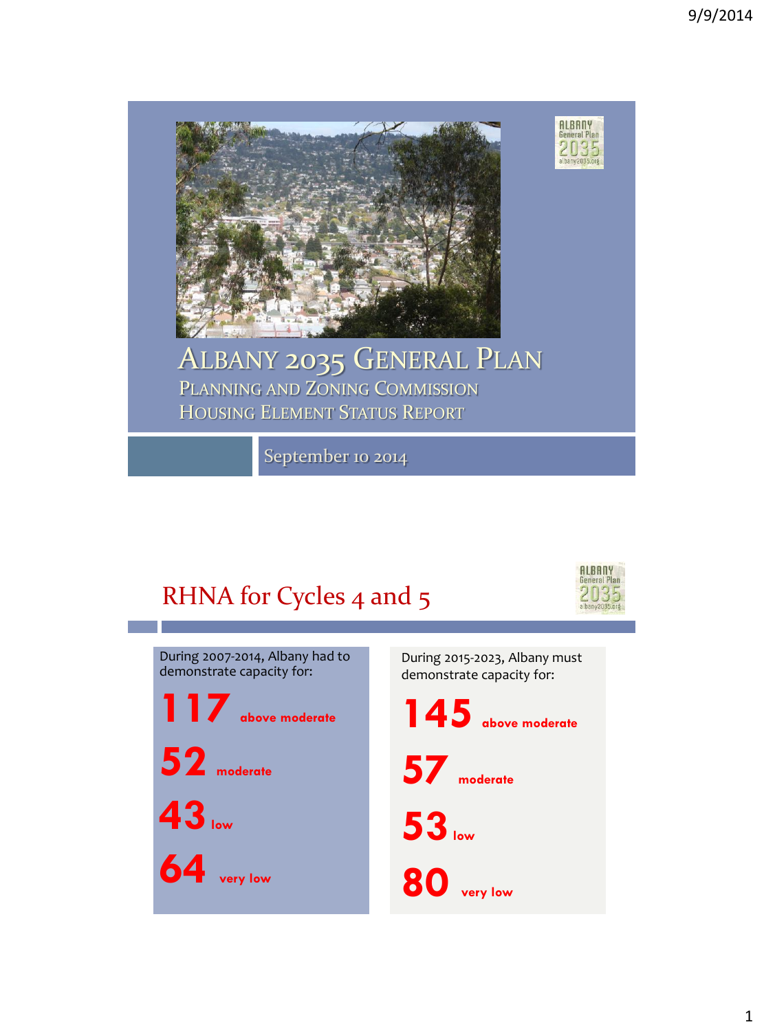# Albany 2035 General Plan

## Planning and Zoning Commission

## Housing Element Status Report

September 10 2014

## RHNA for Cycles 4 and 5

During 2007-2014, Albany had to demonstrate capacity for:

**117** above moderate

**52** moderate

**43** low

**64** very low

During 2015-2023, Albany must demonstrate capacity for:

**145** above moderate

**57** moderate

**53** low

**80** very low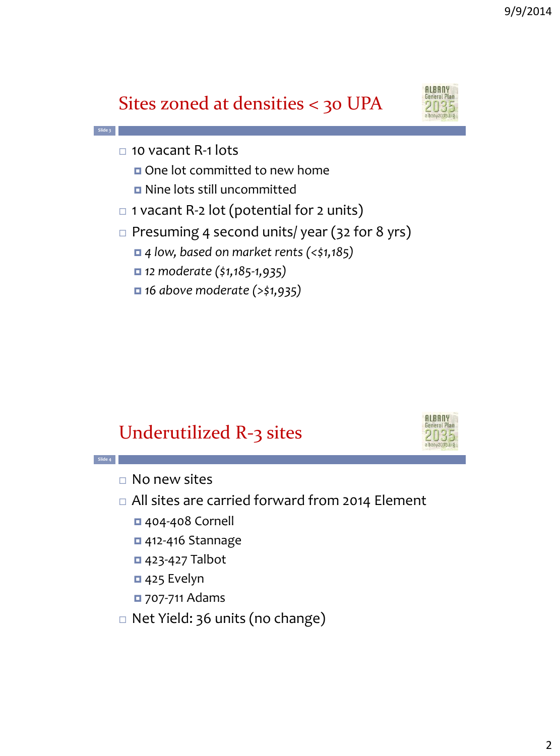## Sites zoned at densities < 30 UPA

- 10 vacant R-1 lots
  - One lot committed to new home
  - Nine lots still uncommitted
- 1 vacant R-2 lot (potential for 2 units)
- Presuming 4 second units/ year (32 for 8 yrs)
  - *4 low, based on market rents (<$1,185)*
  - *12 moderate ($1,185-1,935)*
  - *16 above moderate (>$1,935)*

## Underutilized R-3 sites

- No new sites
- All sites are carried forward from 2014 Element
  - 404-408 Cornell
  - 412-416 Stannage
  - 423-427 Talbot
  - 425 Evelyn
  - 707-711 Adams
- Net Yield: 36 units (no change)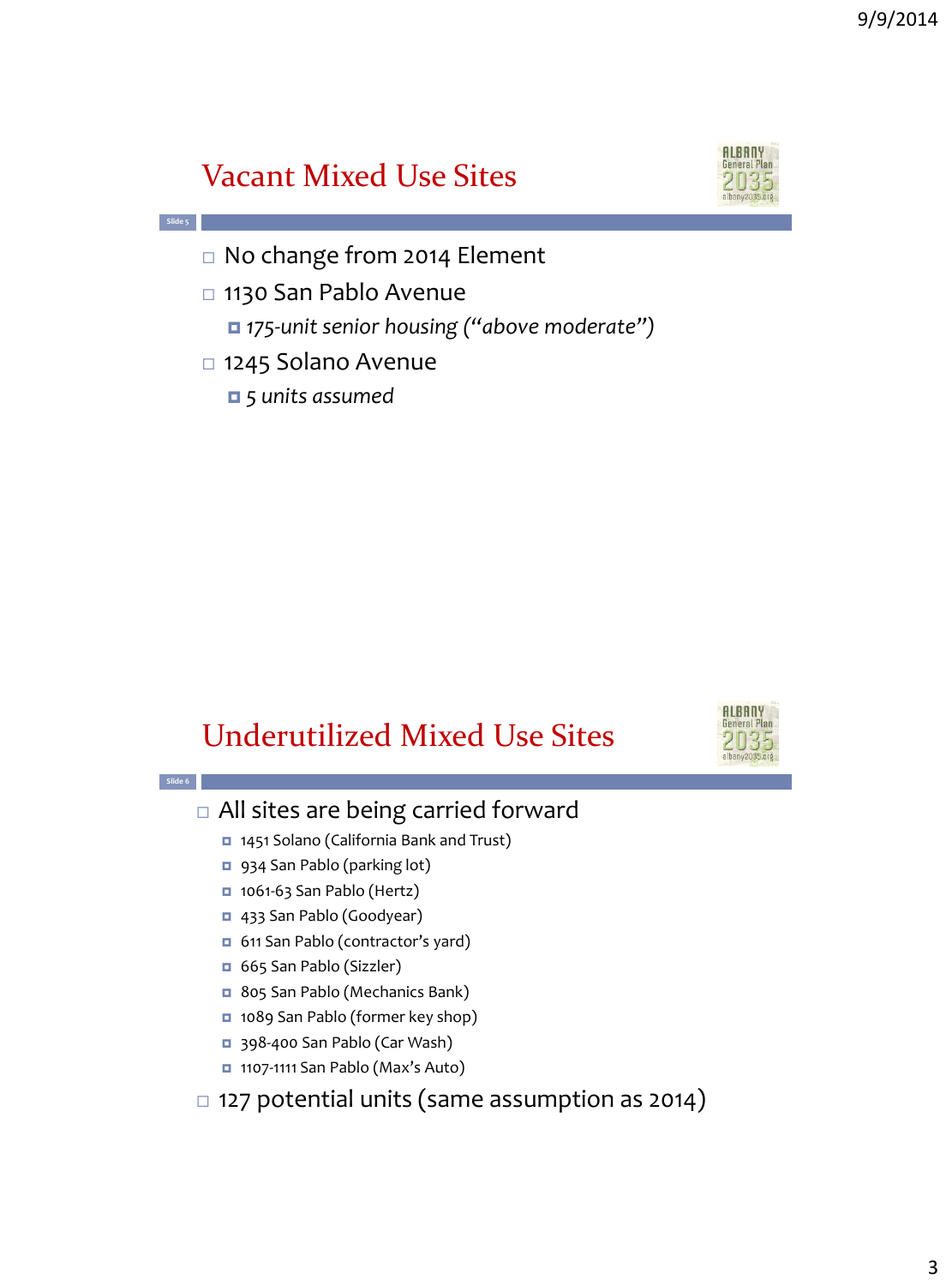## Vacant Mixed Use Sites

- No change from 2014 Element
- 1130 San Pablo Avenue
  - *175-unit senior housing ("above moderate")*
- 1245 Solano Avenue
  - *5 units assumed*

## Underutilized Mixed Use Sites

- All sites are being carried forward
  - 1451 Solano (California Bank and Trust)
  - 934 San Pablo (parking lot)
  - 1061-63 San Pablo (Hertz)
  - 433 San Pablo (Goodyear)
  - 611 San Pablo (contractor's yard)
  - 665 San Pablo (Sizzler)
  - 805 San Pablo (Mechanics Bank)
  - 1089 San Pablo (former key shop)
  - 398-400 San Pablo (Car Wash)
  - 1107-1111 San Pablo (Max's Auto)
- 127 potential units (same assumption as 2014)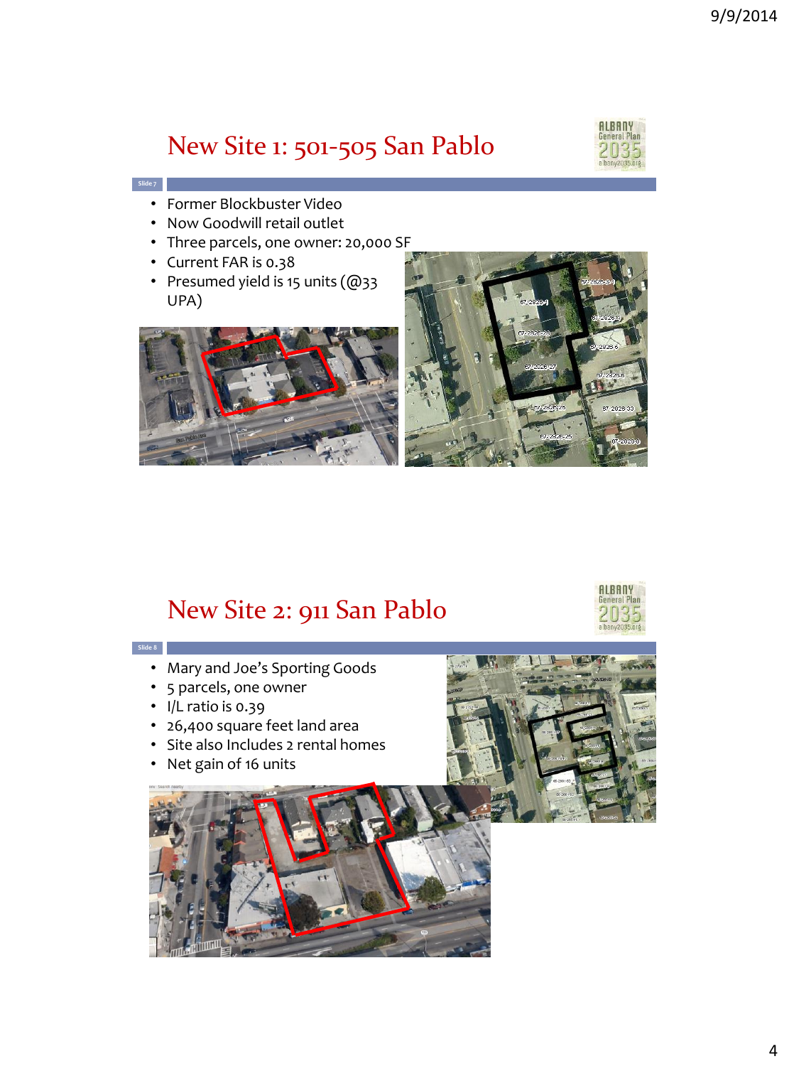# New Site 1: 501-505 San Pablo

Slide 7

- Former Blockbuster Video
- Now Goodwill retail outlet
- Three parcels, one owner: 20,000 SF
- Current FAR is 0.38
- Presumed yield is 15 units (@33 UPA)

# New Site 2: 911 San Pablo

Slide 8

- Mary and Joe's Sporting Goods
- 5 parcels, one owner
- I/L ratio is 0.39
- 26,400 square feet land area
- Site also Includes 2 rental homes
- Net gain of 16 units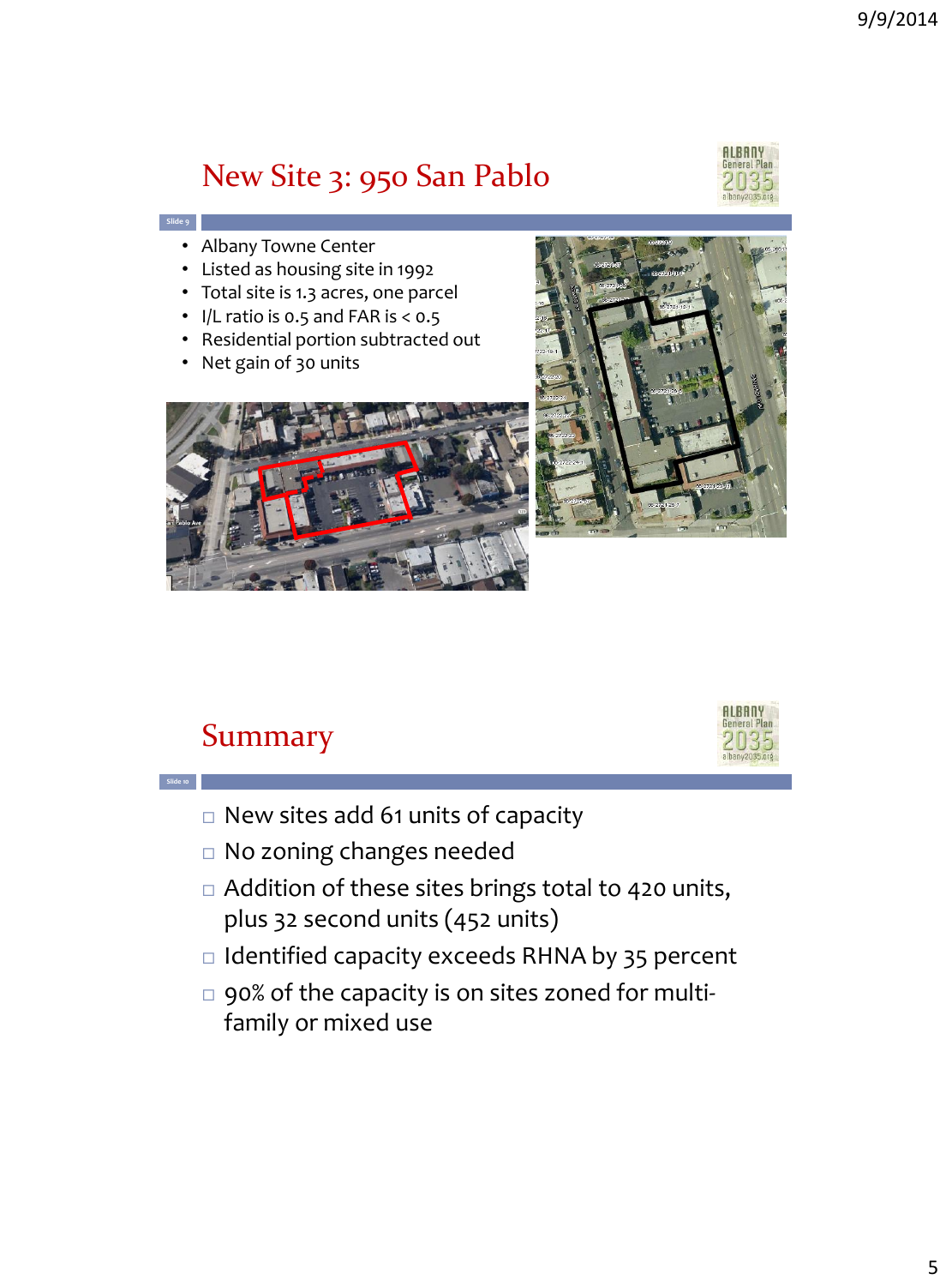## New Site 3: 950 San Pablo

- Albany Towne Center
- Listed as housing site in 1992
- Total site is 1.3 acres, one parcel
- I/L ratio is 0.5 and FAR is < 0.5
- Residential portion subtracted out
- Net gain of 30 units

## Summary

- New sites add 61 units of capacity
- No zoning changes needed
- Addition of these sites brings total to 420 units, plus 32 second units (452 units)
- Identified capacity exceeds RHNA by 35 percent
- 90% of the capacity is on sites zoned for multi-family or mixed use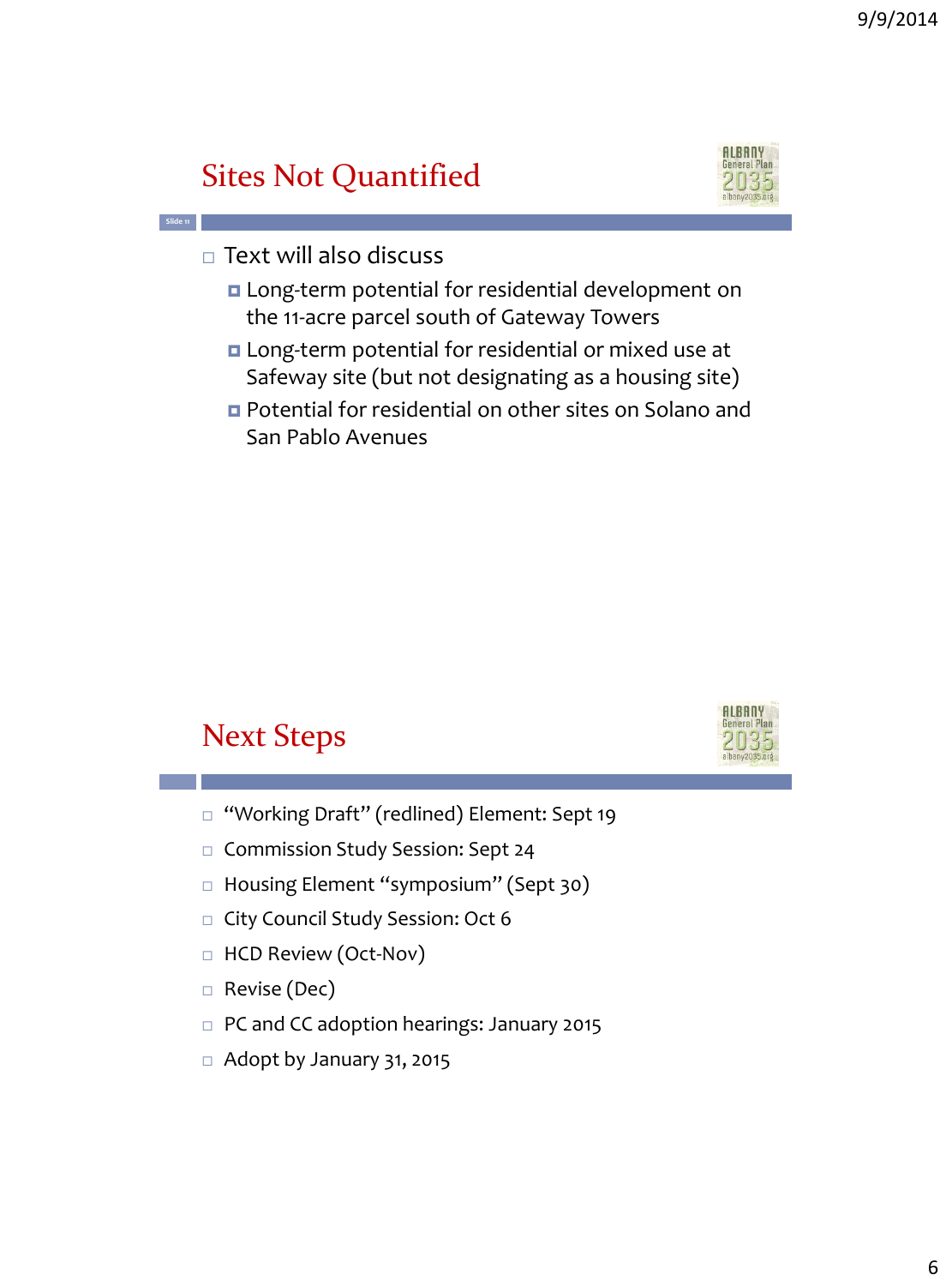## Sites Not Quantified

- Text will also discuss
  - Long-term potential for residential development on the 11-acre parcel south of Gateway Towers
  - Long-term potential for residential or mixed use at Safeway site (but not designating as a housing site)
  - Potential for residential on other sites on Solano and San Pablo Avenues

## Next Steps

- "Working Draft" (redlined) Element: Sept 19
- Commission Study Session: Sept 24
- Housing Element "symposium" (Sept 30)
- City Council Study Session: Oct 6
- HCD Review (Oct-Nov)
- Revise (Dec)
- PC and CC adoption hearings: January 2015
- Adopt by January 31, 2015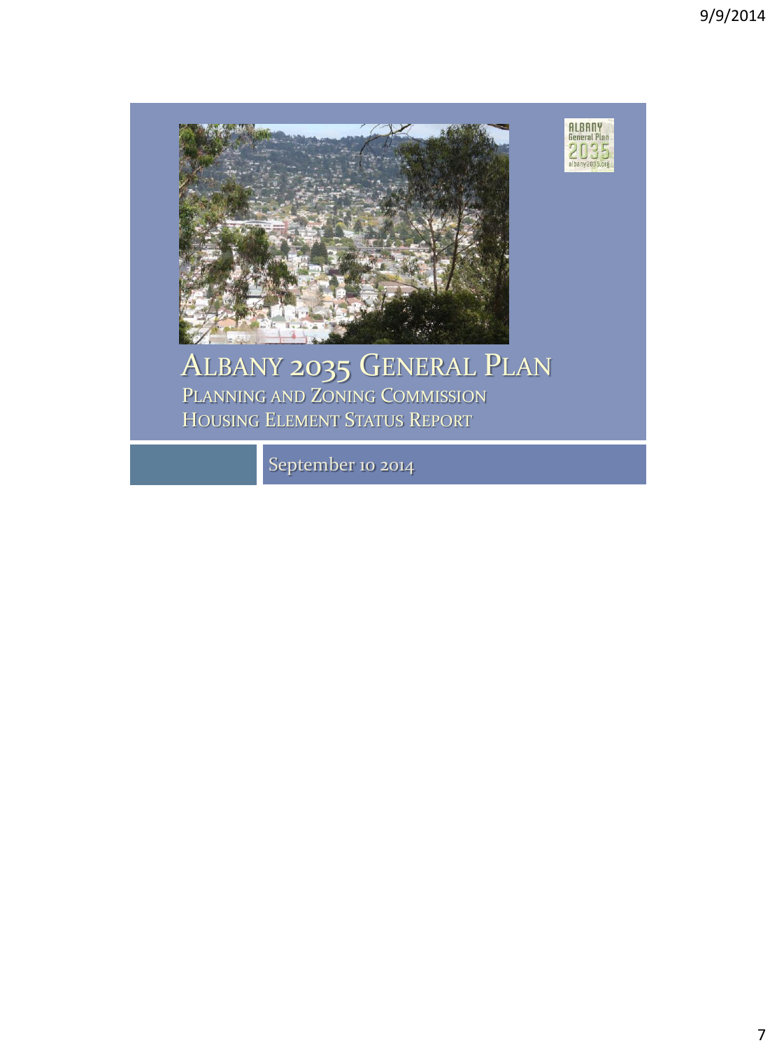# Albany 2035 General Plan

Planning and Zoning Commission
Housing Element Status Report

September 10 2014